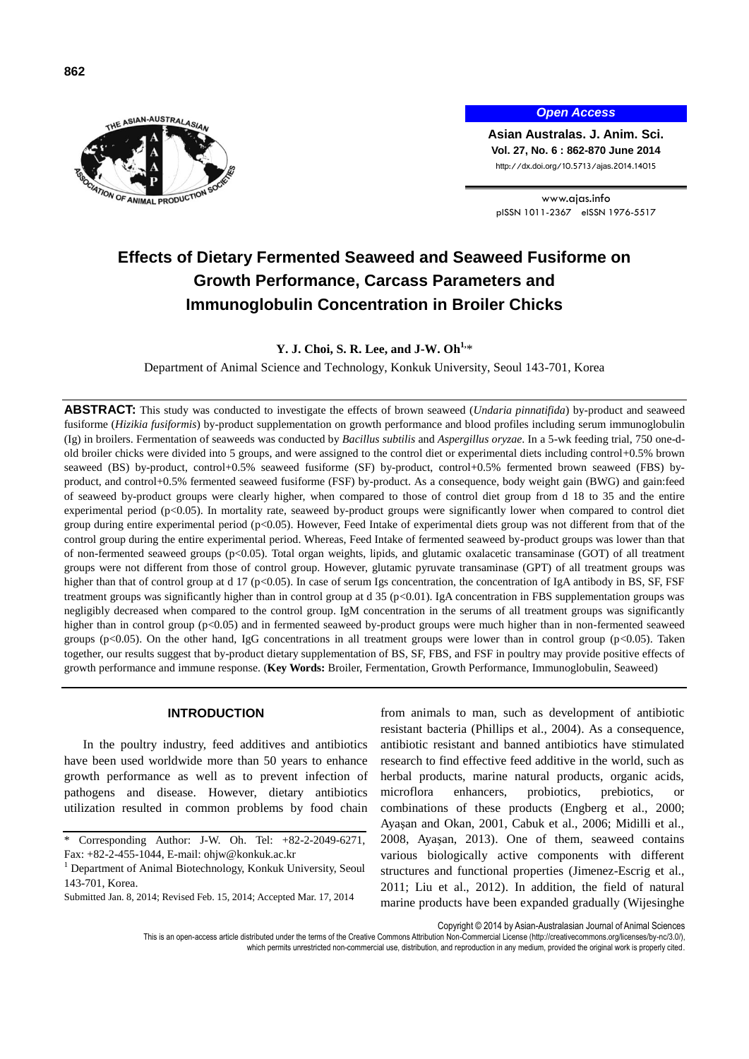**Open Access**

**Asian Australas. J. Anim. Sci.**
**Vol. 27, No. 6 : 862-870 June 2014**
http://dx.doi.org/10.5713/ajas.2014.14015

www.ajas.info
pISSN 1011-2367 eISSN 1976-5517

# Effects of Dietary Fermented Seaweed and Seaweed Fusiforme on Growth Performance, Carcass Parameters and Immunoglobulin Concentration in Broiler Chicks

**Y. J. Choi, S. R. Lee, and J-W. Oh[1],***

Department of Animal Science and Technology, Konkuk University, Seoul 143-701, Korea

**ABSTRACT:** This study was conducted to investigate the effects of brown seaweed (*Undaria pinnatifida*) by-product and seaweed fusiforme (*Hizikia fusiformis*) by-product supplementation on growth performance and blood profiles including serum immunoglobulin (Ig) in broilers. Fermentation of seaweeds was conducted by *Bacillus subtilis* and *Aspergillus oryzae*. In a 5-wk feeding trial, 750 one-d-old broiler chicks were divided into 5 groups, and were assigned to the control diet or experimental diets including control+0.5% brown seaweed (BS) by-product, control+0.5% seaweed fusiforme (SF) by-product, control+0.5% fermented brown seaweed (FBS) by-product, and control+0.5% fermented seaweed fusiforme (FSF) by-product. As a consequence, body weight gain (BWG) and gain:feed of seaweed by-product groups were clearly higher, when compared to those of control diet group from d 18 to 35 and the entire experimental period ($p<0.05$). In mortality rate, seaweed by-product groups were significantly lower when compared to control diet group during entire experimental period ($p<0.05$). However, Feed Intake of experimental diets group was not different from that of the control group during the entire experimental period. Whereas, Feed Intake of fermented seaweed by-product groups was lower than that of non-fermented seaweed groups ($p<0.05$). Total organ weights, lipids, and glutamic oxalacetic transaminase (GOT) of all treatment groups were not different from those of control group. However, glutamic pyruvate transaminase (GPT) of all treatment groups was higher than that of control group at d 17 ($p<0.05$). In case of serum Igs concentration, the concentration of IgA antibody in BS, SF, FSF treatment groups was significantly higher than in control group at d 35 ($p<0.01$). IgA concentration in FBS supplementation groups was negligibly decreased when compared to the control group. IgM concentration in the serums of all treatment groups was significantly higher than in control group ($p<0.05$) and in fermented seaweed by-product groups were much higher than in non-fermented seaweed groups ($p<0.05$). On the other hand, IgG concentrations in all treatment groups were lower than in control group ($p<0.05$). Taken together, our results suggest that by-product dietary supplementation of BS, SF, FBS, and FSF in poultry may provide positive effects of growth performance and immune response. (**Key Words:** Broiler, Fermentation, Growth Performance, Immunoglobulin, Seaweed)

## INTRODUCTION

In the poultry industry, feed additives and antibiotics have been used worldwide more than 50 years to enhance growth performance as well as to prevent infection of pathogens and disease. However, dietary antibiotics utilization resulted in common problems by food chain from animals to man, such as development of antibiotic resistant bacteria (Phillips et al., 2004). As a consequence, antibiotic resistant and banned antibiotics have stimulated research to find effective feed additive in the world, such as herbal products, marine natural products, organic acids, microflora enhancers, probiotics, prebiotics, or combinations of these products (Engberg et al., 2000; Ayaşan and Okan, 2001, Cabuk et al., 2006; Midilli et al., 2008, Ayaşan, 2013). One of them, seaweed contains various biologically active components with different structures and functional properties (Jimenez-Escrig et al., 2011; Liu et al., 2012). In addition, the field of natural marine products have been expanded gradually (Wijesinghe

\* Corresponding Author: J-W. Oh. Tel: +82-2-2049-6271, Fax: +82-2-455-1044, E-mail: ohjw@konkuk.ac.kr

[1] Department of Animal Biotechnology, Konkuk University, Seoul 143-701, Korea.

Submitted Jan. 8, 2014; Revised Feb. 15, 2014; Accepted Mar. 17, 2014

Copyright © 2014 by Asian-Australasian Journal of Animal Sciences

This is an open-access article distributed under the terms of the Creative Commons Attribution Non-Commercial License (http://creativecommons.org/licenses/by-nc/3.0/), which permits unrestricted non-commercial use, distribution, and reproduction in any medium, provided the original work is properly cited.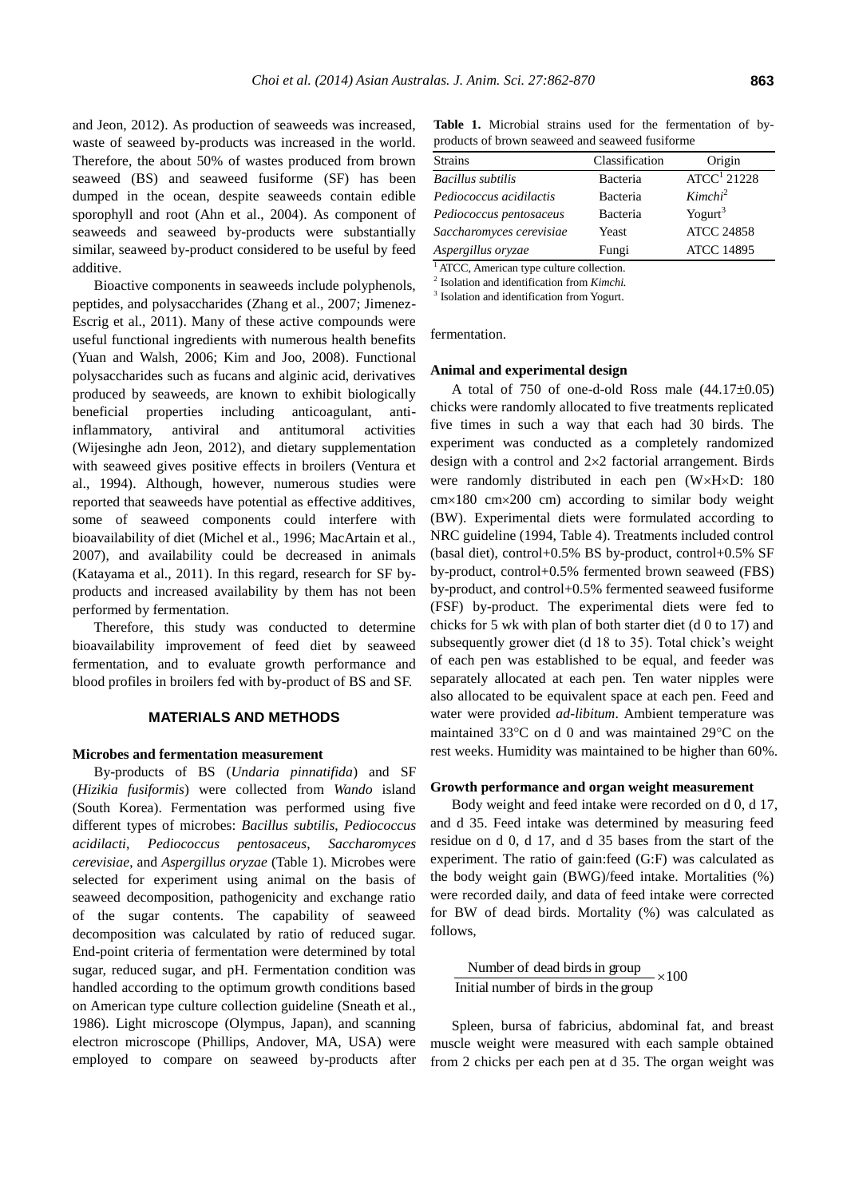and Jeon, 2012). As production of seaweeds was increased, waste of seaweed by-products was increased in the world. Therefore, the about 50% of wastes produced from brown seaweed (BS) and seaweed fusiforme (SF) has been dumped in the ocean, despite seaweeds contain edible sporophyll and root (Ahn et al., 2004). As component of seaweeds and seaweed by-products were substantially similar, seaweed by-product considered to be useful by feed additive.

Bioactive components in seaweeds include polyphenols, peptides, and polysaccharides (Zhang et al., 2007; Jimenez-Escrig et al., 2011). Many of these active compounds were useful functional ingredients with numerous health benefits (Yuan and Walsh, 2006; Kim and Joo, 2008). Functional polysaccharides such as fucans and alginic acid, derivatives produced by seaweeds, are known to exhibit biologically beneficial properties including anticoagulant, anti-inflammatory, antiviral and antitumoral activities (Wijesinghe adn Jeon, 2012), and dietary supplementation with seaweed gives positive effects in broilers (Ventura et al., 1994). Although, however, numerous studies were reported that seaweeds have potential as effective additives, some of seaweed components could interfere with bioavailability of diet (Michel et al., 1996; MacArtain et al., 2007), and availability could be decreased in animals (Katayama et al., 2011). In this regard, research for SF by-products and increased availability by them has not been performed by fermentation.

Therefore, this study was conducted to determine bioavailability improvement of feed diet by seaweed fermentation, and to evaluate growth performance and blood profiles in broilers fed with by-product of BS and SF.

## MATERIALS AND METHODS

### Microbes and fermentation measurement

By-products of BS (*Undaria pinnatifida*) and SF (*Hizikia fusiformis*) were collected from *Wando* island (South Korea). Fermentation was performed using five different types of microbes: *Bacillus subtilis*, *Pediococcus acidilacti*, *Pediococcus pentosaceus*, *Saccharomyces cerevisiae*, and *Aspergillus oryzae* (Table 1). Microbes were selected for experiment using animal on the basis of seaweed decomposition, pathogenicity and exchange ratio of the sugar contents. The capability of seaweed decomposition was calculated by ratio of reduced sugar. End-point criteria of fermentation were determined by total sugar, reduced sugar, and pH. Fermentation condition was handled according to the optimum growth conditions based on American type culture collection guideline (Sneath et al., 1986). Light microscope (Olympus, Japan), and scanning electron microscope (Phillips, Andover, MA, USA) were employed to compare on seaweed by-products after fermentation.

**Table 1.** Microbial strains used for the fermentation of by-products of brown seaweed and seaweed fusiforme

| Strains | Classification | Origin |
|---|---|---|
| *Bacillus subtilis* | Bacteria | ATCC[1] 21228 |
| *Pediococcus acidilactis* | Bacteria | *Kimchi*[2] |
| *Pediococcus pentosaceus* | Bacteria | Yogurt[3] |
| *Saccharomyces cerevisiae* | Yeast | ATCC 24858 |
| *Aspergillus oryzae* | Fungi | ATCC 14895 |

[1] ATCC, American type culture collection.
[2] Isolation and identification from *Kimchi.*
[3] Isolation and identification from Yogurt.

### Animal and experimental design

A total of 750 of one-d-old Ross male (44.17±0.05) chicks were randomly allocated to five treatments replicated five times in such a way that each had 30 birds. The experiment was conducted as a completely randomized design with a control and 2×2 factorial arrangement. Birds were randomly distributed in each pen (W×H×D: 180 cm×180 cm×200 cm) according to similar body weight (BW). Experimental diets were formulated according to NRC guideline (1994, Table 4). Treatments included control (basal diet), control+0.5% BS by-product, control+0.5% SF by-product, control+0.5% fermented brown seaweed (FBS) by-product, and control+0.5% fermented seaweed fusiforme (FSF) by-product. The experimental diets were fed to chicks for 5 wk with plan of both starter diet (d 0 to 17) and subsequently grower diet (d 18 to 35). Total chick's weight of each pen was established to be equal, and feeder was separately allocated at each pen. Ten water nipples were also allocated to be equivalent space at each pen. Feed and water were provided *ad-libitum*. Ambient temperature was maintained 33°C on d 0 and was maintained 29°C on the rest weeks. Humidity was maintained to be higher than 60%.

### Growth performance and organ weight measurement

Body weight and feed intake were recorded on d 0, d 17, and d 35. Feed intake was determined by measuring feed residue on d 0, d 17, and d 35 bases from the start of the experiment. The ratio of gain:feed (G:F) was calculated as the body weight gain (BWG)/feed intake. Mortalities (%) were recorded daily, and data of feed intake were corrected for BW of dead birds. Mortality (%) was calculated as follows,

$$\frac{\text{Number of dead birds in group}}{\text{Initial number of birds in the group}} \times 100$$

Spleen, bursa of fabricius, abdominal fat, and breast muscle weight were measured with each sample obtained from 2 chicks per each pen at d 35. The organ weight was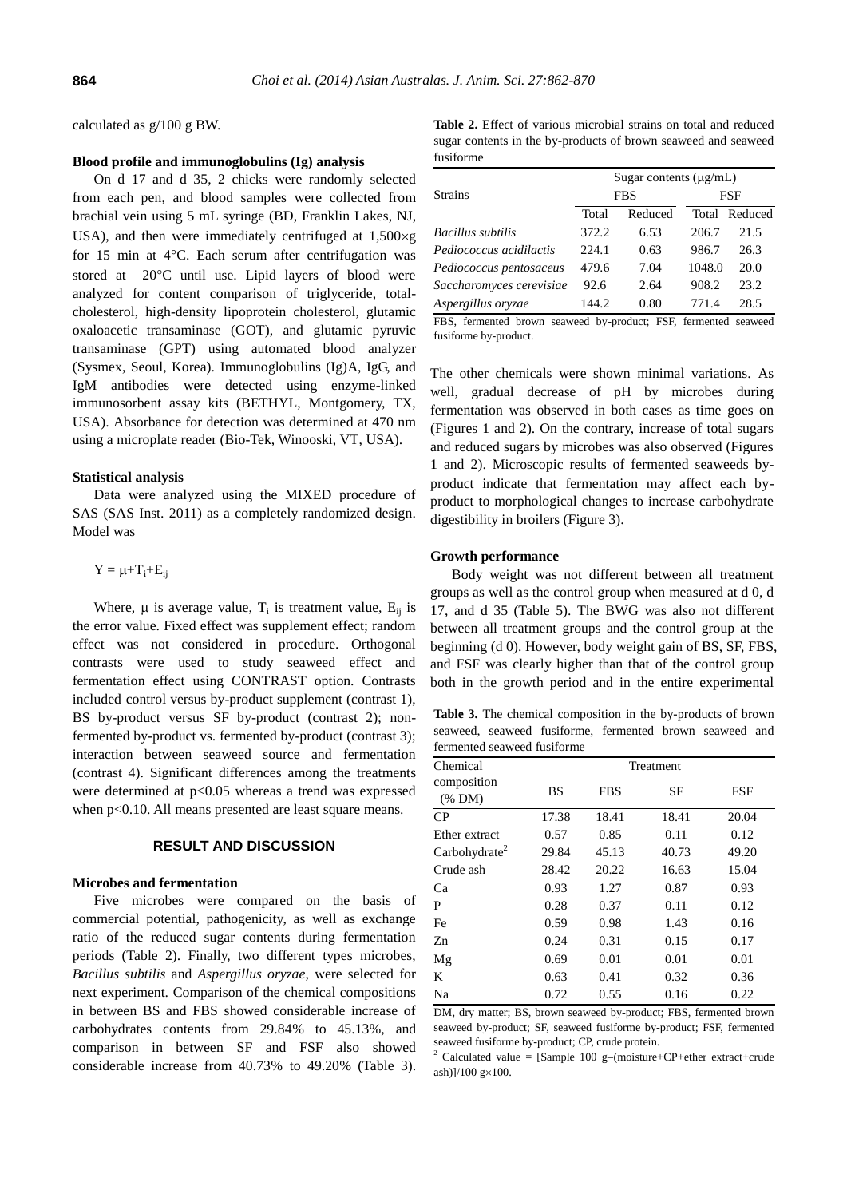calculated as g/100 g BW.

### Blood profile and immunoglobulins (Ig) analysis

On d 17 and d 35, 2 chicks were randomly selected from each pen, and blood samples were collected from brachial vein using 5 mL syringe (BD, Franklin Lakes, NJ, USA), and then were immediately centrifuged at 1,500×g for 15 min at 4°C. Each serum after centrifugation was stored at −20°C until use. Lipid layers of blood were analyzed for content comparison of triglyceride, total-cholesterol, high-density lipoprotein cholesterol, glutamic oxaloacetic transaminase (GOT), and glutamic pyruvic transaminase (GPT) using automated blood analyzer (Sysmex, Seoul, Korea). Immunoglobulins (Ig)A, IgG, and IgM antibodies were detected using enzyme-linked immunosorbent assay kits (BETHYL, Montgomery, TX, USA). Absorbance for detection was determined at 470 nm using a microplate reader (Bio-Tek, Winooski, VT, USA).

### Statistical analysis

Data were analyzed using the MIXED procedure of SAS (SAS Inst. 2011) as a completely randomized design. Model was

$$Y = \mu + T_i + E_{ij}$$

Where, $\mu$ is average value, $T_i$ is treatment value, $E_{ij}$ is the error value. Fixed effect was supplement effect; random effect was not considered in procedure. Orthogonal contrasts were used to study seaweed effect and fermentation effect using CONTRAST option. Contrasts included control versus by-product supplement (contrast 1), BS by-product versus SF by-product (contrast 2); non-fermented by-product vs. fermented by-product (contrast 3); interaction between seaweed source and fermentation (contrast 4). Significant differences among the treatments were determined at $p<0.05$ whereas a trend was expressed when $p<0.10$. All means presented are least square means.

## RESULT AND DISCUSSION

### Microbes and fermentation

Five microbes were compared on the basis of commercial potential, pathogenicity, as well as exchange ratio of the reduced sugar contents during fermentation periods (Table 2). Finally, two different types microbes, *Bacillus subtilis* and *Aspergillus oryzae*, were selected for next experiment. Comparison of the chemical compositions in between BS and FBS showed considerable increase of carbohydrates contents from 29.84% to 45.13%, and comparison in between SF and FSF also showed considerable increase from 40.73% to 49.20% (Table 3). The other chemicals were shown minimal variations. As well, gradual decrease of pH by microbes during fermentation was observed in both cases as time goes on (Figures 1 and 2). On the contrary, increase of total sugars and reduced sugars by microbes was also observed (Figures 1 and 2). Microscopic results of fermented seaweeds by-product indicate that fermentation may affect each by-product to morphological changes to increase carbohydrate digestibility in broilers (Figure 3).

**Table 2.** Effect of various microbial strains on total and reduced sugar contents in the by-products of brown seaweed and seaweed fusiforme

| Strains | Sugar contents (μg/mL) | | | |
|---|---|---|---|---|
| | FBS | | FSF | |
| | Total | Reduced | Total | Reduced |
| *Bacillus subtilis* | 372.2 | 6.53 | 206.7 | 21.5 |
| *Pediococcus acidilactis* | 224.1 | 0.63 | 986.7 | 26.3 |
| *Pediococcus pentosaceus* | 479.6 | 7.04 | 1048.0 | 20.0 |
| *Saccharomyces cerevisiae* | 92.6 | 2.64 | 908.2 | 23.2 |
| *Aspergillus oryzae* | 144.2 | 0.80 | 771.4 | 28.5 |

FBS, fermented brown seaweed by-product; FSF, fermented seaweed fusiforme by-product.

### Growth performance

Body weight was not different between all treatment groups as well as the control group when measured at d 0, d 17, and d 35 (Table 5). The BWG was also not different between all treatment groups and the control group at the beginning (d 0). However, body weight gain of BS, SF, FBS, and FSF was clearly higher than that of the control group both in the growth period and in the entire experimental

**Table 3.** The chemical composition in the by-products of brown seaweed, seaweed fusiforme, fermented brown seaweed and fermented seaweed fusiforme

| Chemical composition (% DM) | Treatment | | | |
|---|---|---|---|---|
| | BS | FBS | SF | FSF |
| CP | 17.38 | 18.41 | 18.41 | 20.04 |
| Ether extract | 0.57 | 0.85 | 0.11 | 0.12 |
| Carbohydrate[2] | 29.84 | 45.13 | 40.73 | 49.20 |
| Crude ash | 28.42 | 20.22 | 16.63 | 15.04 |
| Ca | 0.93 | 1.27 | 0.87 | 0.93 |
| P | 0.28 | 0.37 | 0.11 | 0.12 |
| Fe | 0.59 | 0.98 | 1.43 | 0.16 |
| Zn | 0.24 | 0.31 | 0.15 | 0.17 |
| Mg | 0.69 | 0.01 | 0.01 | 0.01 |
| K | 0.63 | 0.41 | 0.32 | 0.36 |
| Na | 0.72 | 0.55 | 0.16 | 0.22 |

DM, dry matter; BS, brown seaweed by-product; FBS, fermented brown seaweed by-product; SF, seaweed fusiforme by-product; FSF, fermented seaweed fusiforme by-product; CP, crude protein.

[2] Calculated value = [Sample 100 g–(moisture+CP+ether extract+crude ash)]/100 g×100.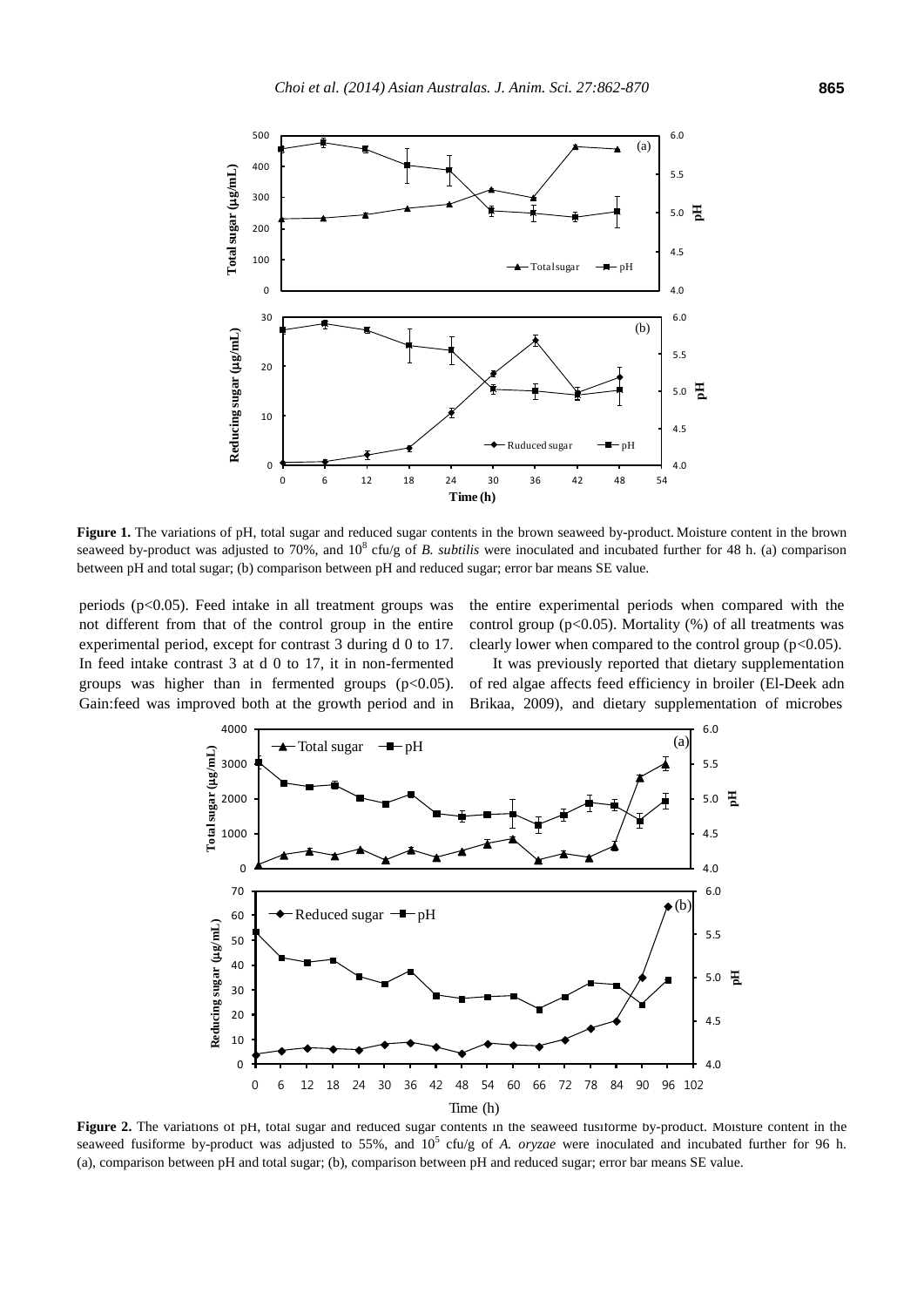**Figure 1.** The variations of pH, total sugar and reduced sugar contents in the brown seaweed by-product. Moisture content in the brown seaweed by-product was adjusted to 70%, and $10^8$ cfu/g of *B. subtilis* were inoculated and incubated further for 48 h. (a) comparison between pH and total sugar; (b) comparison between pH and reduced sugar; error bar means SE value.

periods ($p<0.05$). Feed intake in all treatment groups was not different from that of the control group in the entire experimental period, except for contrast 3 during d 0 to 17. In feed intake contrast 3 at d 0 to 17, it in non-fermented groups was higher than in fermented groups ($p<0.05$). Gain:feed was improved both at the growth period and in the entire experimental periods when compared with the control group ($p<0.05$). Mortality (%) of all treatments was clearly lower when compared to the control group ($p<0.05$).

It was previously reported that dietary supplementation of red algae affects feed efficiency in broiler (El-Deek adn Brikaa, 2009), and dietary supplementation of microbes

**Figure 2.** The variations of pH, total sugar and reduced sugar contents in the seaweed fusiforme by-product. Moisture content in the seaweed fusiforme by-product was adjusted to 55%, and $10^5$ cfu/g of *A. oryzae* were inoculated and incubated further for 96 h. (a), comparison between pH and total sugar; (b), comparison between pH and reduced sugar; error bar means SE value.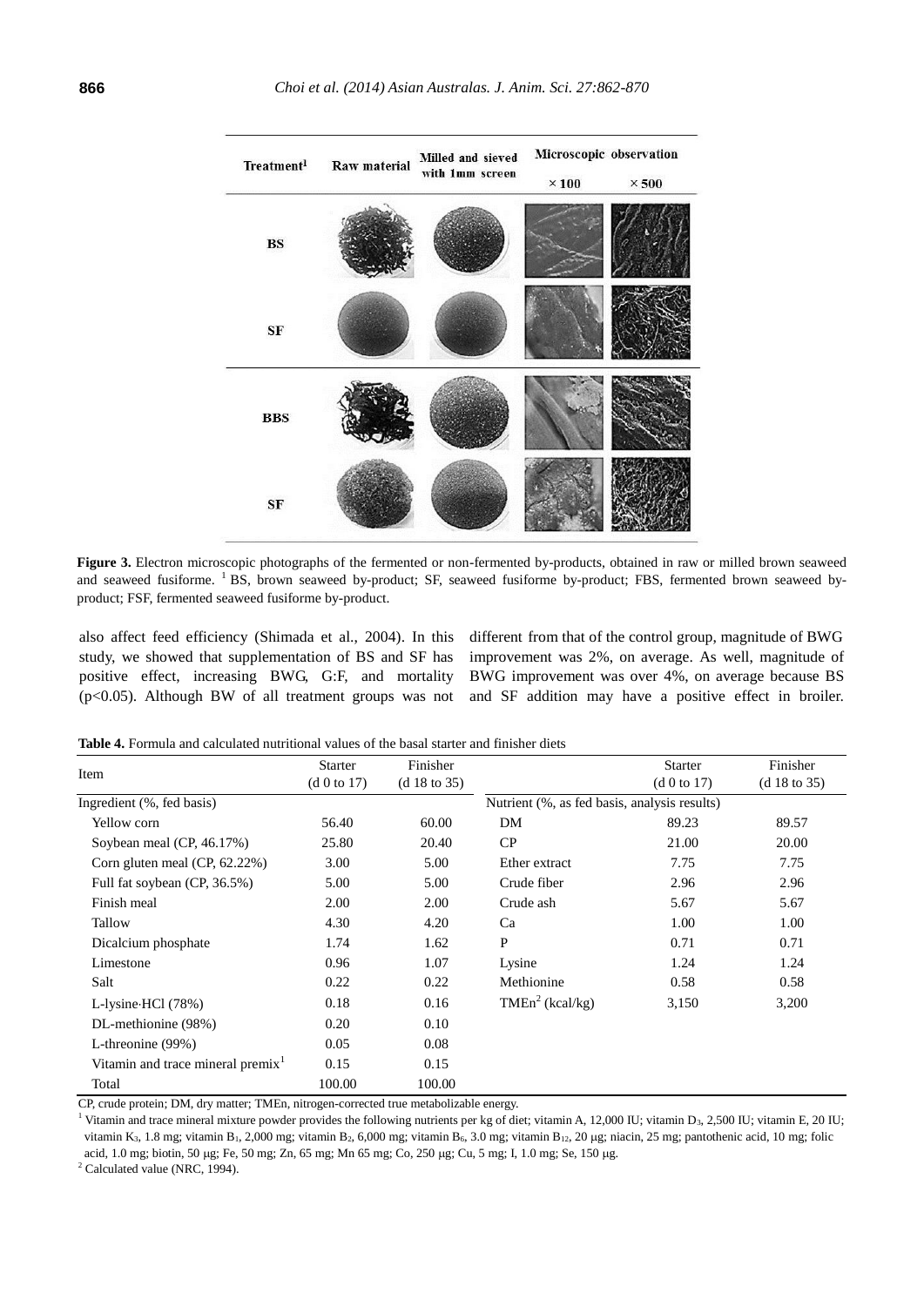**Figure 3.** Electron microscopic photographs of the fermented or non-fermented by-products, obtained in raw or milled brown seaweed and seaweed fusiforme. [1] BS, brown seaweed by-product; SF, seaweed fusiforme by-product; FBS, fermented brown seaweed by-product; FSF, fermented seaweed fusiforme by-product.

also affect feed efficiency (Shimada et al., 2004). In this study, we showed that supplementation of BS and SF has positive effect, increasing BWG, G:F, and mortality ($p<0.05$). Although BW of all treatment groups was not different from that of the control group, magnitude of BWG improvement was 2%, on average. As well, magnitude of BWG improvement was over 4%, on average because BS and SF addition may have a positive effect in broiler.

**Table 4.** Formula and calculated nutritional values of the basal starter and finisher diets

| Item | Starter (d 0 to 17) | Finisher (d 18 to 35) | | Starter (d 0 to 17) | Finisher (d 18 to 35) |
|---|---|---|---|---|---|
| Ingredient (%, fed basis) | | | Nutrient (%, as fed basis, analysis results) | | |
| Yellow corn | 56.40 | 60.00 | DM | 89.23 | 89.57 |
| Soybean meal (CP, 46.17%) | 25.80 | 20.40 | CP | 21.00 | 20.00 |
| Corn gluten meal (CP, 62.22%) | 3.00 | 5.00 | Ether extract | 7.75 | 7.75 |
| Full fat soybean (CP, 36.5%) | 5.00 | 5.00 | Crude fiber | 2.96 | 2.96 |
| Finish meal | 2.00 | 2.00 | Crude ash | 5.67 | 5.67 |
| Tallow | 4.30 | 4.20 | Ca | 1.00 | 1.00 |
| Dicalcium phosphate | 1.74 | 1.62 | P | 0.71 | 0.71 |
| Limestone | 0.96 | 1.07 | Lysine | 1.24 | 1.24 |
| Salt | 0.22 | 0.22 | Methionine | 0.58 | 0.58 |
| L-lysine·HCl (78%) | 0.18 | 0.16 | TMEn[2] (kcal/kg) | 3,150 | 3,200 |
| DL-methionine (98%) | 0.20 | 0.10 | | | |
| L-threonine (99%) | 0.05 | 0.08 | | | |
| Vitamin and trace mineral premix[1] | 0.15 | 0.15 | | | |
| Total | 100.00 | 100.00 | | | |

CP, crude protein; DM, dry matter; TMEn, nitrogen-corrected true metabolizable energy.

[1] Vitamin and trace mineral mixture powder provides the following nutrients per kg of diet; vitamin A, 12,000 IU; vitamin $D_3$, 2,500 IU; vitamin E, 20 IU; vitamin $K_3$, 1.8 mg; vitamin $B_1$, 2,000 mg; vitamin $B_2$, 6,000 mg; vitamin $B_6$, 3.0 mg; vitamin $B_{12}$, 20 μg; niacin, 25 mg; pantothenic acid, 10 mg; folic acid, 1.0 mg; biotin, 50 μg; Fe, 50 mg; Zn, 65 mg; Mn 65 mg; Co, 250 μg; Cu, 5 mg; I, 1.0 mg; Se, 150 μg.

[2] Calculated value (NRC, 1994).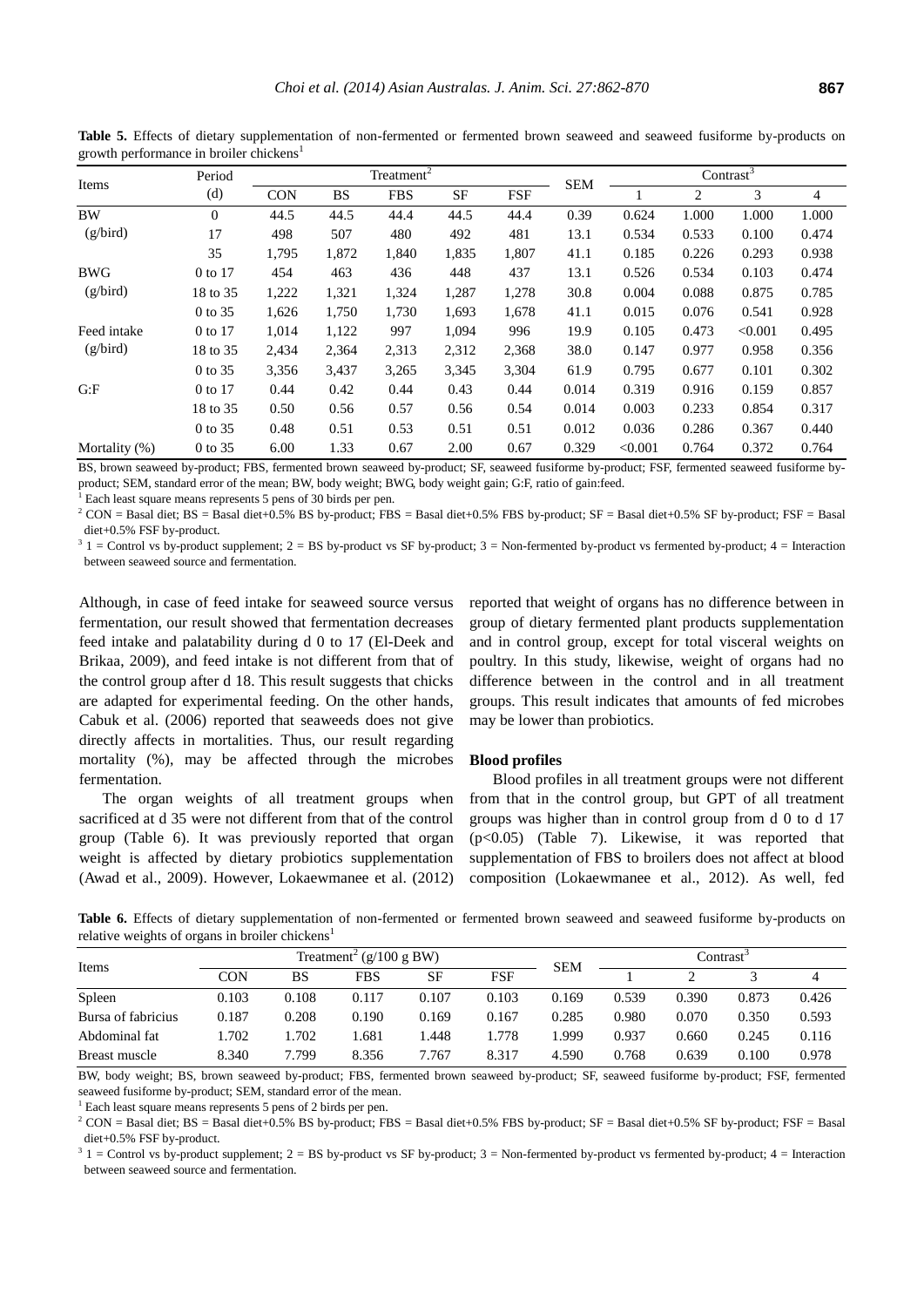**Table 5.** Effects of dietary supplementation of non-fermented or fermented brown seaweed and seaweed fusiforme by-products on growth performance in broiler chickens[1]

| Items | Period (d) | Treatment[2] | | | | | SEM | Contrast[3] | | | |
|---|---|---|---|---|---|---|---|---|---|---|---|
| | | CON | BS | FBS | SF | FSF | | 1 | 2 | 3 | 4 |
| BW (g/bird) | 0 | 44.5 | 44.5 | 44.4 | 44.5 | 44.4 | 0.39 | 0.624 | 1.000 | 1.000 | 1.000 |
| | 17 | 498 | 507 | 480 | 492 | 481 | 13.1 | 0.534 | 0.533 | 0.100 | 0.474 |
| | 35 | 1,795 | 1,872 | 1,840 | 1,835 | 1,807 | 41.1 | 0.185 | 0.226 | 0.293 | 0.938 |
| BWG (g/bird) | 0 to 17 | 454 | 463 | 436 | 448 | 437 | 13.1 | 0.526 | 0.534 | 0.103 | 0.474 |
| | 18 to 35 | 1,222 | 1,321 | 1,324 | 1,287 | 1,278 | 30.8 | 0.004 | 0.088 | 0.875 | 0.785 |
| | 0 to 35 | 1,626 | 1,750 | 1,730 | 1,693 | 1,678 | 41.1 | 0.015 | 0.076 | 0.541 | 0.928 |
| Feed intake (g/bird) | 0 to 17 | 1,014 | 1,122 | 997 | 1,094 | 996 | 19.9 | 0.105 | 0.473 | <0.001 | 0.495 |
| | 18 to 35 | 2,434 | 2,364 | 2,313 | 2,312 | 2,368 | 38.0 | 0.147 | 0.977 | 0.958 | 0.356 |
| | 0 to 35 | 3,356 | 3,437 | 3,265 | 3,345 | 3,304 | 61.9 | 0.795 | 0.677 | 0.101 | 0.302 |
| G:F | 0 to 17 | 0.44 | 0.42 | 0.44 | 0.43 | 0.44 | 0.014 | 0.319 | 0.916 | 0.159 | 0.857 |
| | 18 to 35 | 0.50 | 0.56 | 0.57 | 0.56 | 0.54 | 0.014 | 0.003 | 0.233 | 0.854 | 0.317 |
| | 0 to 35 | 0.48 | 0.51 | 0.53 | 0.51 | 0.51 | 0.012 | 0.036 | 0.286 | 0.367 | 0.440 |
| Mortality (%) | 0 to 35 | 6.00 | 1.33 | 0.67 | 2.00 | 0.67 | 0.329 | <0.001 | 0.764 | 0.372 | 0.764 |

BS, brown seaweed by-product; FBS, fermented brown seaweed by-product; SF, seaweed fusiforme by-product; FSF, fermented seaweed fusiforme by-product; SEM, standard error of the mean; BW, body weight; BWG, body weight gain; G:F, ratio of gain:feed.

[1] Each least square means represents 5 pens of 30 birds per pen.

[2] CON = Basal diet; BS = Basal diet+0.5% BS by-product; FBS = Basal diet+0.5% FBS by-product; SF = Basal diet+0.5% SF by-product; FSF = Basal diet+0.5% FSF by-product.

[3] 1 = Control vs by-product supplement; 2 = BS by-product vs SF by-product; 3 = Non-fermented by-product vs fermented by-product; 4 = Interaction between seaweed source and fermentation.

Although, in case of feed intake for seaweed source versus fermentation, our result showed that fermentation decreases feed intake and palatability during d 0 to 17 (El-Deek and Brikaa, 2009), and feed intake is not different from that of the control group after d 18. This result suggests that chicks are adapted for experimental feeding. On the other hands, Cabuk et al. (2006) reported that seaweeds does not give directly affects in mortalities. Thus, our result regarding mortality (%), may be affected through the microbes fermentation.

The organ weights of all treatment groups when sacrificed at d 35 were not different from that of the control group (Table 6). It was previously reported that organ weight is affected by dietary probiotics supplementation (Awad et al., 2009). However, Lokaewmanee et al. (2012) reported that weight of organs has no difference between in group of dietary fermented plant products supplementation and in control group, except for total visceral weights on poultry. In this study, likewise, weight of organs had no difference between in the control and in all treatment groups. This result indicates that amounts of fed microbes may be lower than probiotics.

### Blood profiles

Blood profiles in all treatment groups were not different from that in the control group, but GPT of all treatment groups was higher than in control group from d 0 to d 17 ($p<0.05$) (Table 7). Likewise, it was reported that supplementation of FBS to broilers does not affect at blood composition (Lokaewmanee et al., 2012). As well, fed

**Table 6.** Effects of dietary supplementation of non-fermented or fermented brown seaweed and seaweed fusiforme by-products on relative weights of organs in broiler chickens[1]

| Items | Treatment[2] (g/100 g BW) | | | | | SEM | Contrast[3] | | | |
|---|---|---|---|---|---|---|---|---|---|---|
| | CON | BS | FBS | SF | FSF | | 1 | 2 | 3 | 4 |
| Spleen | 0.103 | 0.108 | 0.117 | 0.107 | 0.103 | 0.169 | 0.539 | 0.390 | 0.873 | 0.426 |
| Bursa of fabricius | 0.187 | 0.208 | 0.190 | 0.169 | 0.167 | 0.285 | 0.980 | 0.070 | 0.350 | 0.593 |
| Abdominal fat | 1.702 | 1.702 | 1.681 | 1.448 | 1.778 | 1.999 | 0.937 | 0.660 | 0.245 | 0.116 |
| Breast muscle | 8.340 | 7.799 | 8.356 | 7.767 | 8.317 | 4.590 | 0.768 | 0.639 | 0.100 | 0.978 |

BW, body weight; BS, brown seaweed by-product; FBS, fermented brown seaweed by-product; SF, seaweed fusiforme by-product; FSF, fermented seaweed fusiforme by-product; SEM, standard error of the mean.

[1] Each least square means represents 5 pens of 2 birds per pen.

[2] CON = Basal diet; BS = Basal diet+0.5% BS by-product; FBS = Basal diet+0.5% FBS by-product; SF = Basal diet+0.5% SF by-product; FSF = Basal diet+0.5% FSF by-product.

[3] 1 = Control vs by-product supplement; 2 = BS by-product vs SF by-product; 3 = Non-fermented by-product vs fermented by-product; 4 = Interaction between seaweed source and fermentation.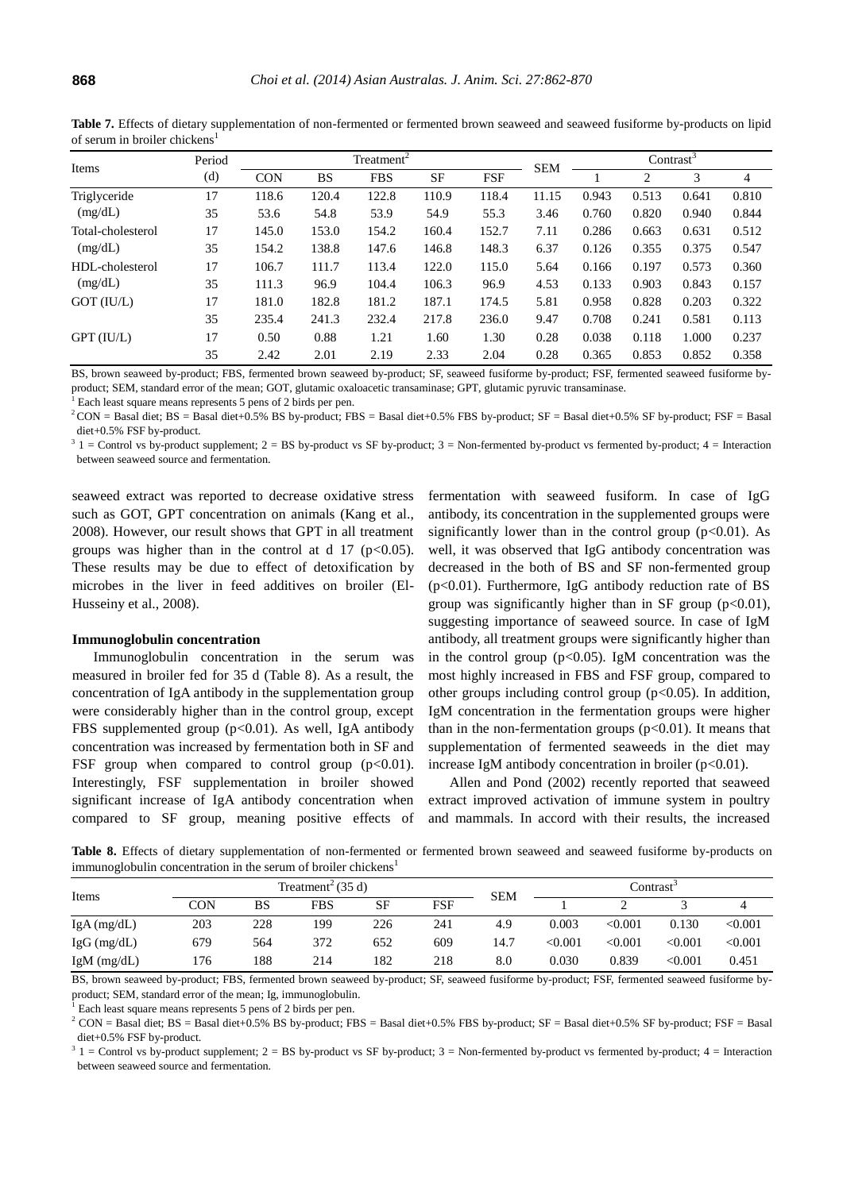**Table 7.** Effects of dietary supplementation of non-fermented or fermented brown seaweed and seaweed fusiforme by-products on lipid of serum in broiler chickens[1]

| Items | Period (d) | Treatment[2] | | | | | SEM | Contrast[3] | | | |
|---|---|---|---|---|---|---|---|---|---|---|---|
| | | CON | BS | FBS | SF | FSF | | 1 | 2 | 3 | 4 |
| Triglyceride (mg/dL) | 17 | 118.6 | 120.4 | 122.8 | 110.9 | 118.4 | 11.15 | 0.943 | 0.513 | 0.641 | 0.810 |
| | 35 | 53.6 | 54.8 | 53.9 | 54.9 | 55.3 | 3.46 | 0.760 | 0.820 | 0.940 | 0.844 |
| Total-cholesterol (mg/dL) | 17 | 145.0 | 153.0 | 154.2 | 160.4 | 152.7 | 7.11 | 0.286 | 0.663 | 0.631 | 0.512 |
| | 35 | 154.2 | 138.8 | 147.6 | 146.8 | 148.3 | 6.37 | 0.126 | 0.355 | 0.375 | 0.547 |
| HDL-cholesterol (mg/dL) | 17 | 106.7 | 111.7 | 113.4 | 122.0 | 115.0 | 5.64 | 0.166 | 0.197 | 0.573 | 0.360 |
| | 35 | 111.3 | 96.9 | 104.4 | 106.3 | 96.9 | 4.53 | 0.133 | 0.903 | 0.843 | 0.157 |
| GOT (IU/L) | 17 | 181.0 | 182.8 | 181.2 | 187.1 | 174.5 | 5.81 | 0.958 | 0.828 | 0.203 | 0.322 |
| | 35 | 235.4 | 241.3 | 232.4 | 217.8 | 236.0 | 9.47 | 0.708 | 0.241 | 0.581 | 0.113 |
| GPT (IU/L) | 17 | 0.50 | 0.88 | 1.21 | 1.60 | 1.30 | 0.28 | 0.038 | 0.118 | 1.000 | 0.237 |
| | 35 | 2.42 | 2.01 | 2.19 | 2.33 | 2.04 | 0.28 | 0.365 | 0.853 | 0.852 | 0.358 |

BS, brown seaweed by-product; FBS, fermented brown seaweed by-product; SF, seaweed fusiforme by-product; FSF, fermented seaweed fusiforme by-product; SEM, standard error of the mean; GOT, glutamic oxaloacetic transaminase; GPT, glutamic pyruvic transaminase.

[1] Each least square means represents 5 pens of 2 birds per pen.

[2] CON = Basal diet; BS = Basal diet+0.5% BS by-product; FBS = Basal diet+0.5% FBS by-product; SF = Basal diet+0.5% SF by-product; FSF = Basal diet+0.5% FSF by-product.

[3] 1 = Control vs by-product supplement; 2 = BS by-product vs SF by-product; 3 = Non-fermented by-product vs fermented by-product; 4 = Interaction between seaweed source and fermentation.

seaweed extract was reported to decrease oxidative stress such as GOT, GPT concentration on animals (Kang et al., 2008). However, our result shows that GPT in all treatment groups was higher than in the control at d 17 ($p<0.05$). These results may be due to effect of detoxification by microbes in the liver in feed additives on broiler (El-Husseiny et al., 2008).

#### Immunoglobulin concentration

Immunoglobulin concentration in the serum was measured in broiler fed for 35 d (Table 8). As a result, the concentration of IgA antibody in the supplementation group were considerably higher than in the control group, except FBS supplemented group ($p<0.01$). As well, IgA antibody concentration was increased by fermentation both in SF and FSF group when compared to control group ($p<0.01$). Interestingly, FSF supplementation in broiler showed significant increase of IgA antibody concentration when compared to SF group, meaning positive effects of fermentation with seaweed fusiform. In case of IgG antibody, its concentration in the supplemented groups were significantly lower than in the control group ($p<0.01$). As well, it was observed that IgG antibody concentration was decreased in the both of BS and SF non-fermented group ($p<0.01$). Furthermore, IgG antibody reduction rate of BS group was significantly higher than in SF group ($p<0.01$), suggesting importance of seaweed source. In case of IgM antibody, all treatment groups were significantly higher than in the control group ($p<0.05$). IgM concentration was the most highly increased in FBS and FSF group, compared to other groups including control group ($p<0.05$). In addition, IgM concentration in the fermentation groups were higher than in the non-fermentation groups ($p<0.01$). It means that supplementation of fermented seaweeds in the diet may increase IgM antibody concentration in broiler ($p<0.01$).

Allen and Pond (2002) recently reported that seaweed extract improved activation of immune system in poultry and mammals. In accord with their results, the increased

**Table 8.** Effects of dietary supplementation of non-fermented or fermented brown seaweed and seaweed fusiforme by-products on immunoglobulin concentration in the serum of broiler chickens[1]

| Items | Treatment[2] (35 d) | | | | | SEM | Contrast[3] | | | |
|---|---|---|---|---|---|---|---|---|---|---|
| | CON | BS | FBS | SF | FSF | | 1 | 2 | 3 | 4 |
| IgA (mg/dL) | 203 | 228 | 199 | 226 | 241 | 4.9 | 0.003 | <0.001 | 0.130 | <0.001 |
| IgG (mg/dL) | 679 | 564 | 372 | 652 | 609 | 14.7 | <0.001 | <0.001 | <0.001 | <0.001 |
| IgM (mg/dL) | 176 | 188 | 214 | 182 | 218 | 8.0 | 0.030 | 0.839 | <0.001 | 0.451 |

BS, brown seaweed by-product; FBS, fermented brown seaweed by-product; SF, seaweed fusiforme by-product; FSF, fermented seaweed fusiforme by-product; SEM, standard error of the mean; Ig, immunoglobulin.

[1] Each least square means represents 5 pens of 2 birds per pen.

[2] CON = Basal diet; BS = Basal diet+0.5% BS by-product; FBS = Basal diet+0.5% FBS by-product; SF = Basal diet+0.5% SF by-product; FSF = Basal diet+0.5% FSF by-product.

[3] 1 = Control vs by-product supplement; 2 = BS by-product vs SF by-product; 3 = Non-fermented by-product vs fermented by-product; 4 = Interaction between seaweed source and fermentation.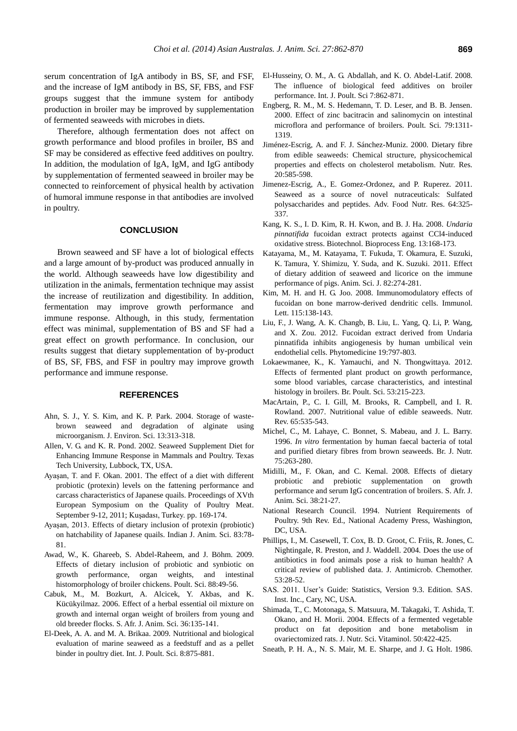serum concentration of IgA antibody in BS, SF, and FSF, and the increase of IgM antibody in BS, SF, FBS, and FSF groups suggest that the immune system for antibody production in broiler may be improved by supplementation of fermented seaweeds with microbes in diets.

Therefore, although fermentation does not affect on growth performance and blood profiles in broiler, BS and SF may be considered as effective feed additives on poultry. In addition, the modulation of IgA, IgM, and IgG antibody by supplementation of fermented seaweed in broiler may be connected to reinforcement of physical health by activation of humoral immune response in that antibodies are involved in poultry.

## CONCLUSION

Brown seaweed and SF have a lot of biological effects and a large amount of by-product was produced annually in the world. Although seaweeds have low digestibility and utilization in the animals, fermentation technique may assist the increase of reutilization and digestibility. In addition, fermentation may improve growth performance and immune response. Although, in this study, fermentation effect was minimal, supplementation of BS and SF had a great effect on growth performance. In conclusion, our results suggest that dietary supplementation of by-product of BS, SF, FBS, and FSF in poultry may improve growth performance and immune response.

## REFERENCES

Ahn, S. J., Y. S. Kim, and K. P. Park. 2004. Storage of waste-brown seaweed and degradation of alginate using microorganism. J. Environ. Sci. 13:313-318.

Allen, V. G. and K. R. Pond. 2002. Seaweed Supplement Diet for Enhancing Immune Response in Mammals and Poultry. Texas Tech University, Lubbock, TX, USA.

Ayaşan, T. and F. Okan. 2001. The effect of a diet with different probiotic (protexin) levels on the fattening performance and carcass characteristics of Japanese quails. Proceedings of XVth European Symposium on the Quality of Poultry Meat. September 9-12, 2011; Kuşadası, Turkey. pp. 169-174.

Ayaşan, 2013. Effects of dietary inclusion of protexin (probiotic) on hatchability of Japanese quails. Indian J. Anim. Sci. 83:78-81.

Awad, W., K. Ghareeb, S. Abdel-Raheem, and J. Böhm. 2009. Effects of dietary inclusion of probiotic and synbiotic on growth performance, organ weights, and intestinal histomorphology of broiler chickens. Poult. Sci. 88:49-56.

Cabuk, M., M. Bozkurt, A. Alcicek, Y. Akbas, and K. Kücükyilmaz. 2006. Effect of a herbal essential oil mixture on growth and internal organ weight of broilers from young and old breeder flocks. S. Afr. J. Anim. Sci. 36:135-141.

El-Deek, A. A. and M. A. Brikaa. 2009. Nutritional and biological evaluation of marine seaweed as a feedstuff and as a pellet binder in poultry diet. Int. J. Poult. Sci. 8:875-881.

El-Husseiny, O. M., A. G. Abdallah, and K. O. Abdel-Latif. 2008. The influence of biological feed additives on broiler performance. Int. J. Poult. Sci 7:862-871.

Engberg, R. M., M. S. Hedemann, T. D. Leser, and B. B. Jensen. 2000. Effect of zinc bacitracin and salinomycin on intestinal microflora and performance of broilers. Poult. Sci. 79:1311-1319.

Jiménez-Escrig, A. and F. J. Sánchez-Muniz. 2000. Dietary fibre from edible seaweeds: Chemical structure, physicochemical properties and effects on cholesterol metabolism. Nutr. Res. 20:585-598.

Jimenez-Escrig, A., E. Gomez-Ordonez, and P. Ruperez. 2011. Seaweed as a source of novel nutraceuticals: Sulfated polysaccharides and peptides. Adv. Food Nutr. Res. 64:325-337.

Kang, K. S., I. D. Kim, R. H. Kwon, and B. J. Ha. 2008. *Undaria pinnatifida* fucoidan extract protects against CCl4-induced oxidative stress. Biotechnol. Bioprocess Eng. 13:168-173.

Katayama, M., M. Katayama, T. Fukuda, T. Okamura, E. Suzuki, K. Tamura, Y. Shimizu, Y. Suda, and K. Suzuki. 2011. Effect of dietary addition of seaweed and licorice on the immune performance of pigs. Anim. Sci. J. 82:274-281.

Kim, M. H. and H. G. Joo. 2008. Immunomodulatory effects of fucoidan on bone marrow-derived dendritic cells. Immunol. Lett. 115:138-143.

Liu, F., J. Wang, A. K. Changb, B. Liu, L. Yang, Q. Li, P. Wang, and X. Zou. 2012. Fucoidan extract derived from Undaria pinnatifida inhibits angiogenesis by human umbilical vein endothelial cells. Phytomedicine 19:797-803.

Lokaewmanee, K., K. Yamauchi, and N. Thongwittaya. 2012. Effects of fermented plant product on growth performance, some blood variables, carcase characteristics, and intestinal histology in broilers. Br. Poult. Sci. 53:215-223.

MacArtain, P., C. I. Gill, M. Brooks, R. Campbell, and I. R. Rowland. 2007. Nutritional value of edible seaweeds. Nutr. Rev. 65:535-543.

Michel, C., M. Lahaye, C. Bonnet, S. Mabeau, and J. L. Barry. 1996. *In vitro* fermentation by human faecal bacteria of total and purified dietary fibres from brown seaweeds. Br. J. Nutr. 75:263-280.

Midilli, M., F. Okan, and C. Kemal. 2008. Effects of dietary probiotic and prebiotic supplementation on growth performance and serum IgG concentration of broilers. S. Afr. J. Anim. Sci. 38:21-27.

National Research Council. 1994. Nutrient Requirements of Poultry. 9th Rev. Ed., National Academy Press, Washington, DC, USA.

Phillips, I., M. Casewell, T. Cox, B. D. Groot, C. Friis, R. Jones, C. Nightingale, R. Preston, and J. Waddell. 2004. Does the use of antibiotics in food animals pose a risk to human health? A critical review of published data. J. Antimicrob. Chemother. 53:28-52.

SAS. 2011. User's Guide: Statistics, Version 9.3. Edition. SAS. Inst. Inc., Cary, NC, USA.

Shimada, T., C. Motonaga, S. Matsuura, M. Takagaki, T. Ashida, T. Okano, and H. Morii. 2004. Effects of a fermented vegetable product on fat deposition and bone metabolism in ovariectomized rats. J. Nutr. Sci. Vitaminol. 50:422-425.

Sneath, P. H. A., N. S. Mair, M. E. Sharpe, and J. G. Holt. 1986.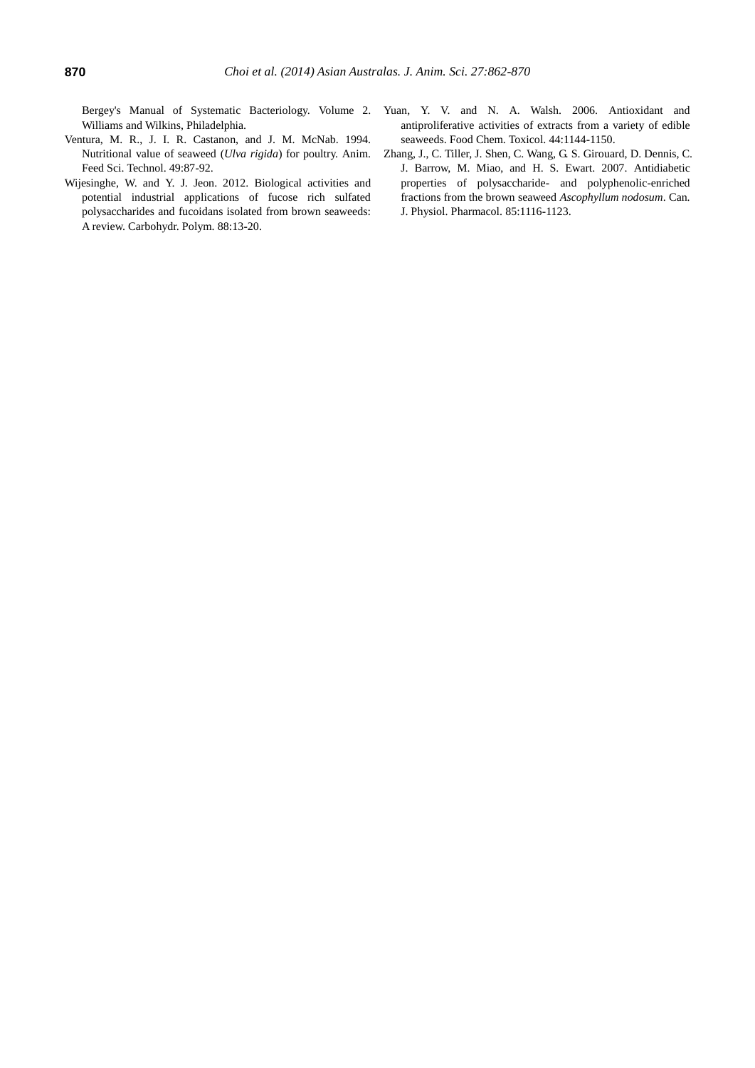Bergey's Manual of Systematic Bacteriology. Volume 2. Williams and Wilkins, Philadelphia.

Ventura, M. R., J. I. R. Castanon, and J. M. McNab. 1994. Nutritional value of seaweed (*Ulva rigida*) for poultry. Anim. Feed Sci. Technol. 49:87-92.

Wijesinghe, W. and Y. J. Jeon. 2012. Biological activities and potential industrial applications of fucose rich sulfated polysaccharides and fucoidans isolated from brown seaweeds: A review. Carbohydr. Polym. 88:13-20.

Yuan, Y. V. and N. A. Walsh. 2006. Antioxidant and antiproliferative activities of extracts from a variety of edible seaweeds. Food Chem. Toxicol. 44:1144-1150.

Zhang, J., C. Tiller, J. Shen, C. Wang, G. S. Girouard, D. Dennis, C. J. Barrow, M. Miao, and H. S. Ewart. 2007. Antidiabetic properties of polysaccharide- and polyphenolic-enriched fractions from the brown seaweed *Ascophyllum nodosum*. Can. J. Physiol. Pharmacol. 85:1116-1123.